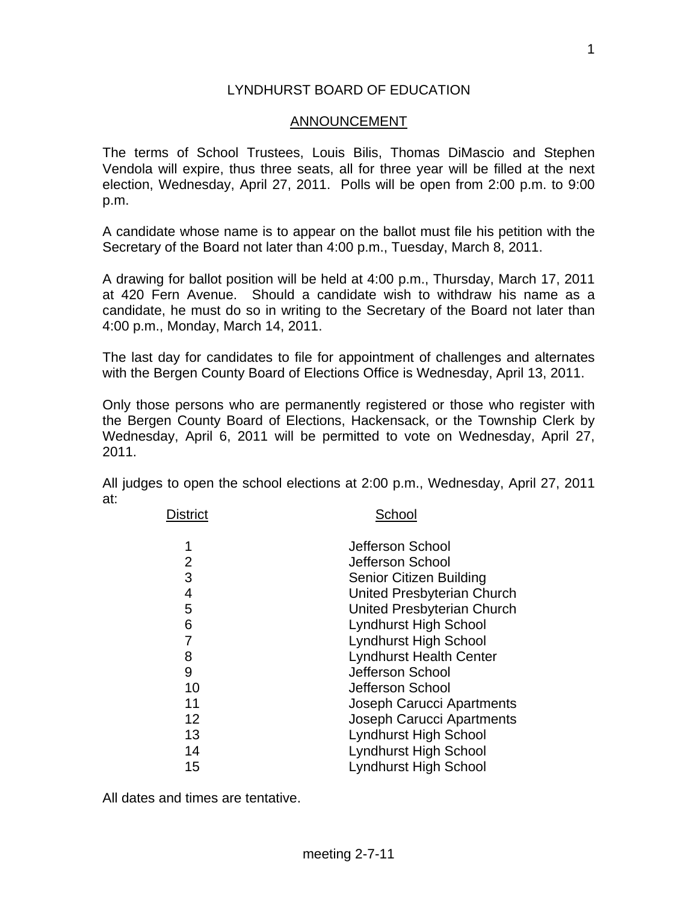# LYNDHURST BOARD OF EDUCATION

## ANNOUNCEMENT

The terms of School Trustees, Louis Bilis, Thomas DiMascio and Stephen Vendola will expire, thus three seats, all for three year will be filled at the next election, Wednesday, April 27, 2011. Polls will be open from 2:00 p.m. to 9:00 p.m.

A candidate whose name is to appear on the ballot must file his petition with the Secretary of the Board not later than 4:00 p.m., Tuesday, March 8, 2011.

A drawing for ballot position will be held at 4:00 p.m., Thursday, March 17, 2011 at 420 Fern Avenue. Should a candidate wish to withdraw his name as a candidate, he must do so in writing to the Secretary of the Board not later than 4:00 p.m., Monday, March 14, 2011.

The last day for candidates to file for appointment of challenges and alternates with the Bergen County Board of Elections Office is Wednesday, April 13, 2011.

Only those persons who are permanently registered or those who register with the Bergen County Board of Elections, Hackensack, or the Township Clerk by Wednesday, April 6, 2011 will be permitted to vote on Wednesday, April 27, 2011.

All judges to open the school elections at 2:00 p.m., Wednesday, April 27, 2011 at:

| District | School |
|---|---|
| 1 | Jefferson School |
| 2 | Jefferson School |
| 3 | Senior Citizen Building |
| 4 | United Presbyterian Church |
| 5 | United Presbyterian Church |
| 6 | Lyndhurst High School |
| 7 | Lyndhurst High School |
| 8 | Lyndhurst Health Center |
| 9 | Jefferson School |
| 10 | Jefferson School |
| 11 | Joseph Carucci Apartments |
| 12 | Joseph Carucci Apartments |
| 13 | Lyndhurst High School |
| 14 | Lyndhurst High School |
| 15 | Lyndhurst High School |

All dates and times are tentative.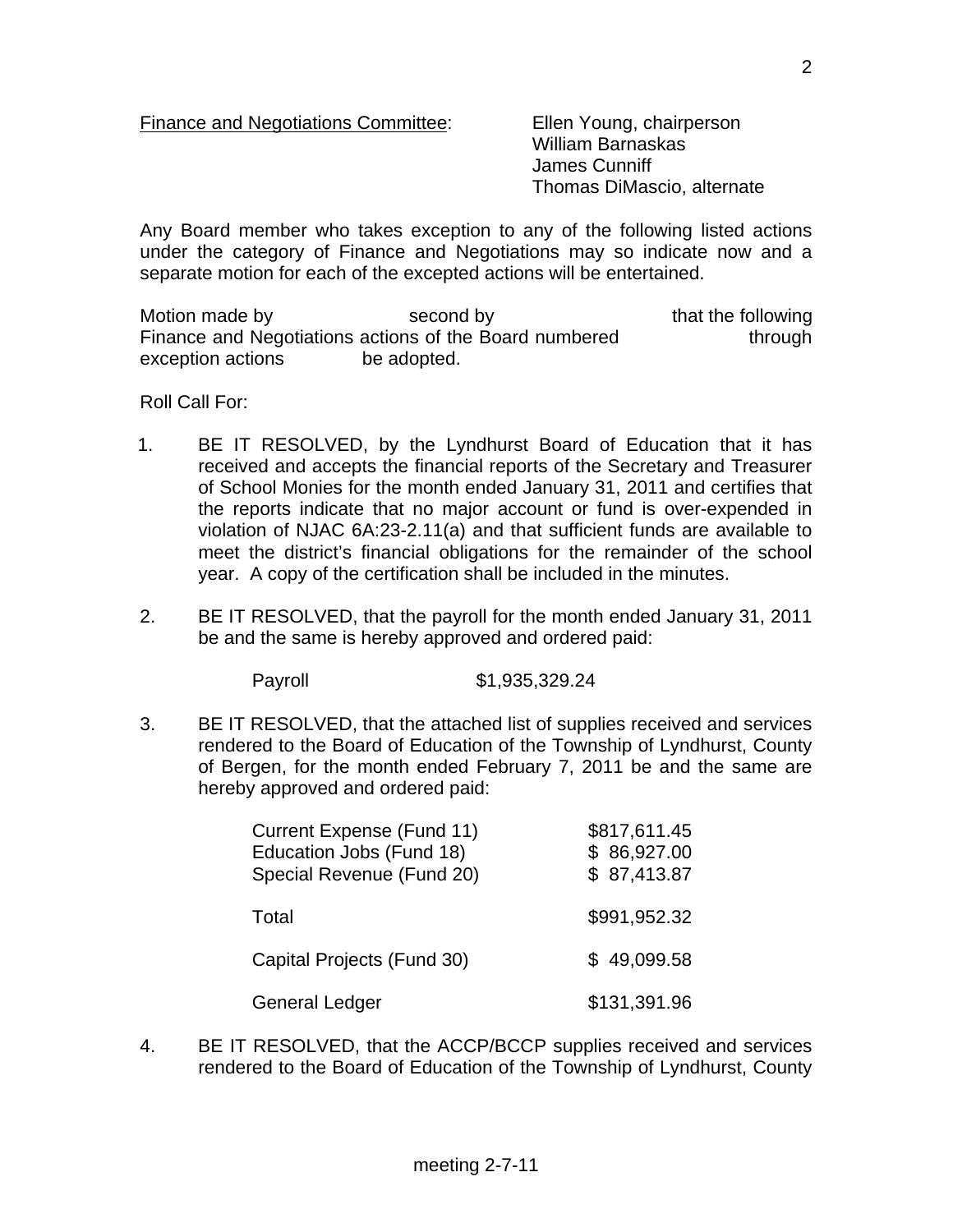Finance and Negotiations Committee: Ellen Young, chairperson
William Barnaskas
James Cunniff
Thomas DiMascio, alternate

Any Board member who takes exception to any of the following listed actions under the category of Finance and Negotiations may so indicate now and a separate motion for each of the excepted actions will be entertained.

Motion made by second by that the following Finance and Negotiations actions of the Board numbered through exception actions be adopted.

Roll Call For:

1. BE IT RESOLVED, by the Lyndhurst Board of Education that it has received and accepts the financial reports of the Secretary and Treasurer of School Monies for the month ended January 31, 2011 and certifies that the reports indicate that no major account or fund is over-expended in violation of NJAC 6A:23-2.11(a) and that sufficient funds are available to meet the district's financial obligations for the remainder of the school year. A copy of the certification shall be included in the minutes.

2. BE IT RESOLVED, that the payroll for the month ended January 31, 2011 be and the same is hereby approved and ordered paid:

   Payroll $1,935,329.24

3. BE IT RESOLVED, that the attached list of supplies received and services rendered to the Board of Education of the Township of Lyndhurst, County of Bergen, for the month ended February 7, 2011 be and the same are hereby approved and ordered paid:

| | |
|---|---|
| Current Expense (Fund 11) | $817,611.45 |
| Education Jobs (Fund 18) | $ 86,927.00 |
| Special Revenue (Fund 20) | $ 87,413.87 |
| Total | $991,952.32 |
| Capital Projects (Fund 30) | $ 49,099.58 |
| General Ledger | $131,391.96 |

4. BE IT RESOLVED, that the ACCP/BCCP supplies received and services rendered to the Board of Education of the Township of Lyndhurst, County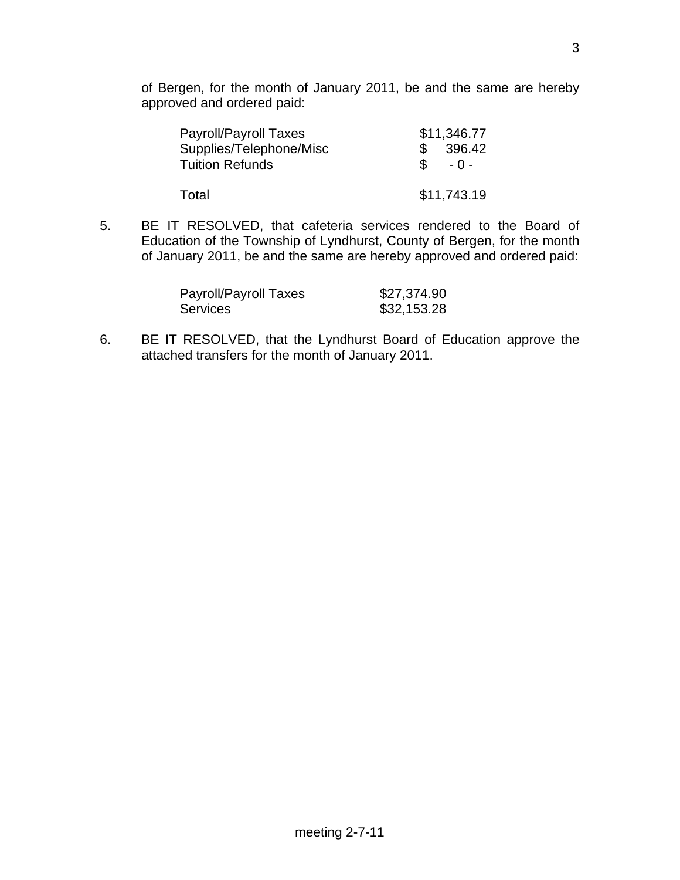of Bergen, for the month of January 2011, be and the same are hereby approved and ordered paid:

| | |
|---|---|
| Payroll/Payroll Taxes | $11,346.77 |
| Supplies/Telephone/Misc | $ 396.42 |
| Tuition Refunds | $ - 0 - |
| Total | $11,743.19 |

5. BE IT RESOLVED, that cafeteria services rendered to the Board of Education of the Township of Lyndhurst, County of Bergen, for the month of January 2011, be and the same are hereby approved and ordered paid:

| | |
|---|---|
| Payroll/Payroll Taxes | $27,374.90 |
| Services | $32,153.28 |

6. BE IT RESOLVED, that the Lyndhurst Board of Education approve the attached transfers for the month of January 2011.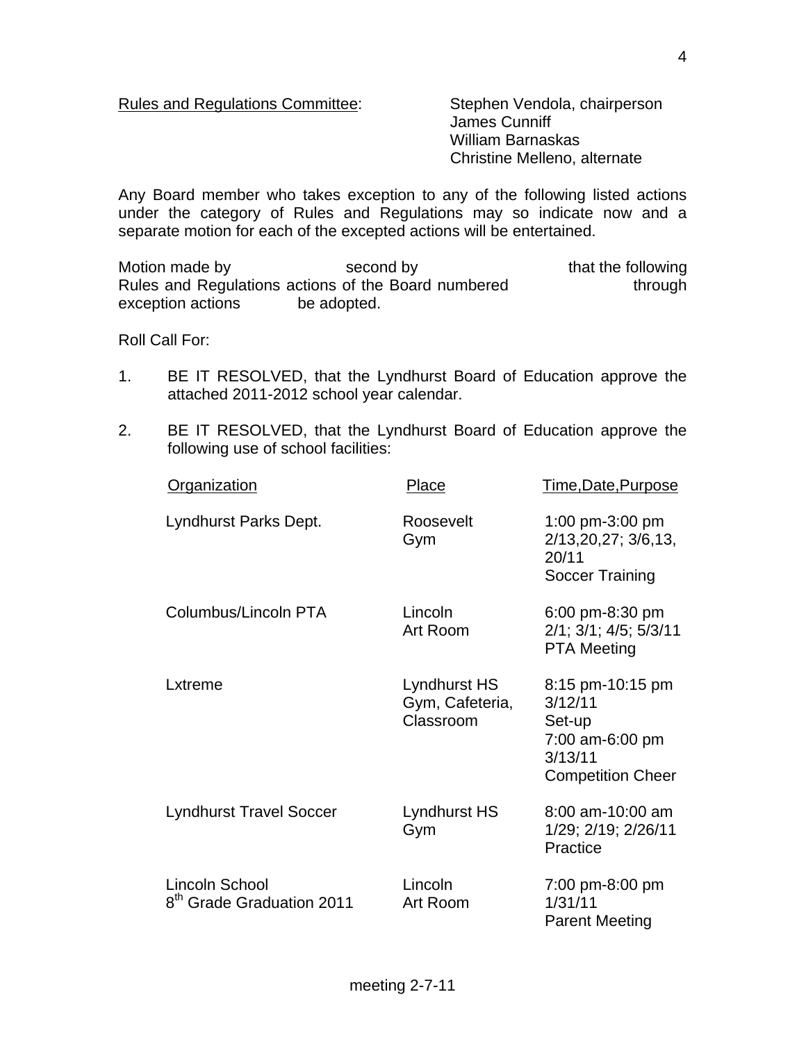Rules and Regulations Committee: Stephen Vendola, chairperson
James Cunniff
William Barnaskas
Christine Melleno, alternate

Any Board member who takes exception to any of the following listed actions under the category of Rules and Regulations may so indicate now and a separate motion for each of the excepted actions will be entertained.

Motion made by second by that the following Rules and Regulations actions of the Board numbered through exception actions be adopted.

Roll Call For:

1. BE IT RESOLVED, that the Lyndhurst Board of Education approve the attached 2011-2012 school year calendar.

2. BE IT RESOLVED, that the Lyndhurst Board of Education approve the following use of school facilities:

| Organization | Place | Time,Date,Purpose |
|---|---|---|
| Lyndhurst Parks Dept. | Roosevelt Gym | 1:00 pm-3:00 pm 2/13,20,27; 3/6,13, 20/11 Soccer Training |
| Columbus/Lincoln PTA | Lincoln Art Room | 6:00 pm-8:30 pm 2/1; 3/1; 4/5; 5/3/11 PTA Meeting |
| Lxtreme | Lyndhurst HS Gym, Cafeteria, Classroom | 8:15 pm-10:15 pm 3/12/11 Set-up 7:00 am-6:00 pm 3/13/11 Competition Cheer |
| Lyndhurst Travel Soccer | Lyndhurst HS Gym | 8:00 am-10:00 am 1/29; 2/19; 2/26/11 Practice |
| Lincoln School 8th Grade Graduation 2011 | Lincoln Art Room | 7:00 pm-8:00 pm 1/31/11 Parent Meeting |

meeting 2-7-11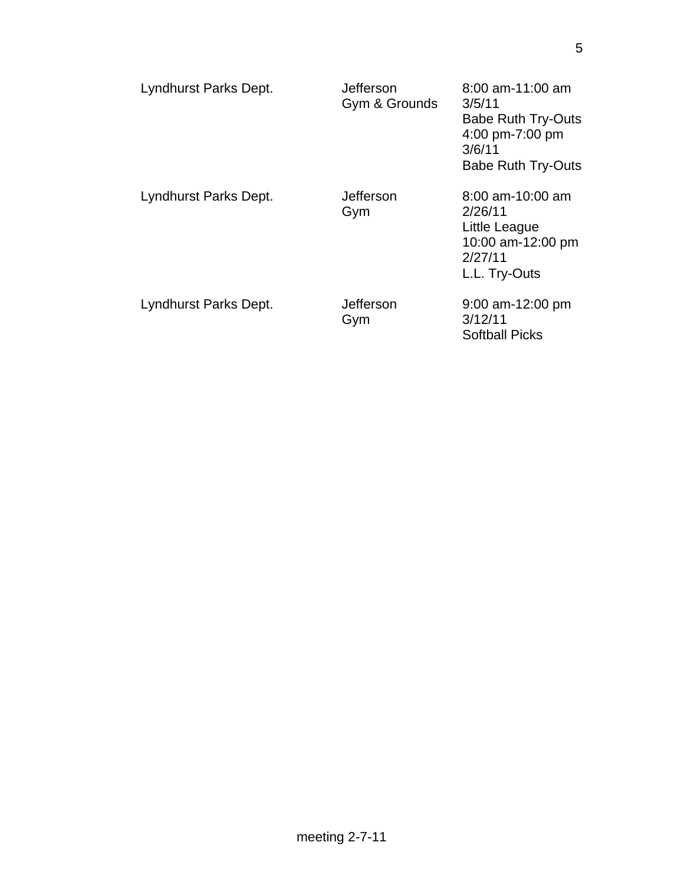| | | |
|---|---|---|
| Lyndhurst Parks Dept. | Jefferson Gym & Grounds | 8:00 am-11:00 am 3/5/11 Babe Ruth Try-Outs 4:00 pm-7:00 pm 3/6/11 Babe Ruth Try-Outs |
| Lyndhurst Parks Dept. | Jefferson Gym | 8:00 am-10:00 am 2/26/11 Little League 10:00 am-12:00 pm 2/27/11 L.L. Try-Outs |
| Lyndhurst Parks Dept. | Jefferson Gym | 9:00 am-12:00 pm 3/12/11 Softball Picks |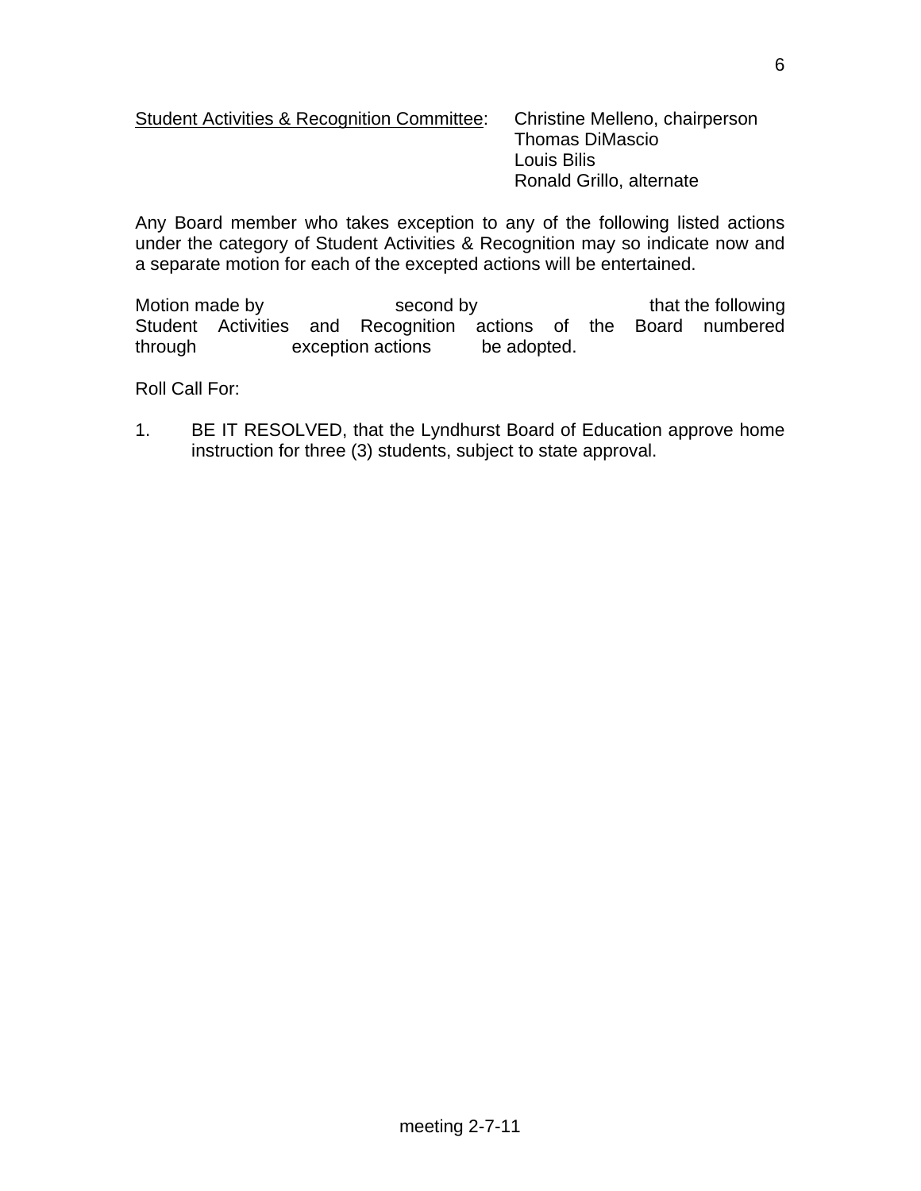Student Activities & Recognition Committee: Christine Melleno, chairperson
Thomas DiMascio
Louis Bilis
Ronald Grillo, alternate

Any Board member who takes exception to any of the following listed actions under the category of Student Activities & Recognition may so indicate now and a separate motion for each of the excepted actions will be entertained.

Motion made by                    second by                    that the following Student Activities and Recognition actions of the Board numbered through                    exception actions          be adopted.

Roll Call For:

1. BE IT RESOLVED, that the Lyndhurst Board of Education approve home instruction for three (3) students, subject to state approval.

meeting 2-7-11